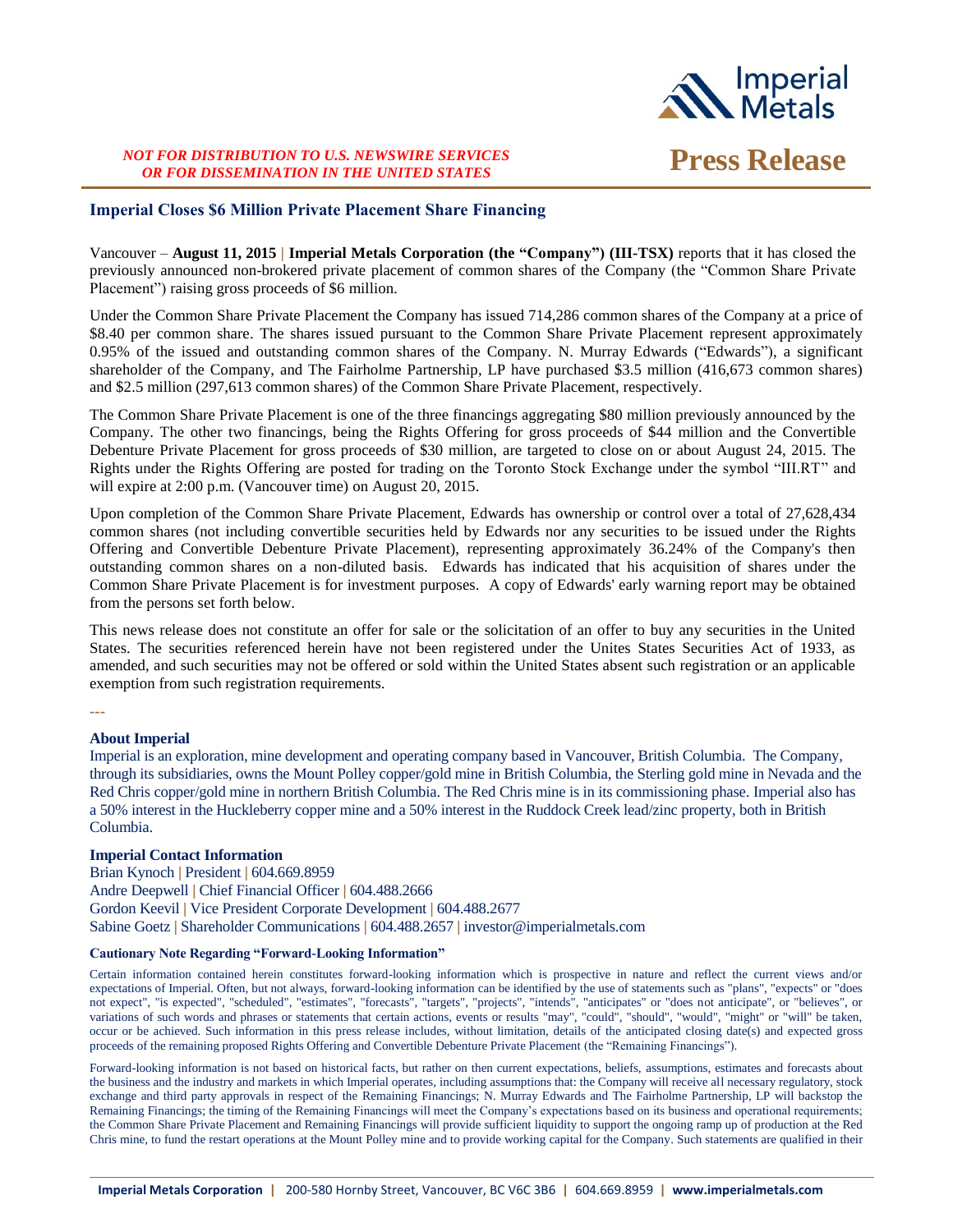*NOT FOR DISTRIBUTION TO U.S. NEWSWIRE SERVICES OR FOR DISSEMINATION IN THE UNITED STATES*

# Press Release

## Imperial Closes $6 Million Private Placement Share Financing

Vancouver – **August 11, 2015** | **Imperial Metals Corporation (the "Company") (III-TSX)** reports that it has closed the previously announced non-brokered private placement of common shares of the Company (the "Common Share Private Placement") raising gross proceeds of $6 million.

Under the Common Share Private Placement the Company has issued 714,286 common shares of the Company at a price of $8.40 per common share. The shares issued pursuant to the Common Share Private Placement represent approximately 0.95% of the issued and outstanding common shares of the Company. N. Murray Edwards ("Edwards"), a significant shareholder of the Company, and The Fairholme Partnership, LP have purchased $3.5 million (416,673 common shares) and $2.5 million (297,613 common shares) of the Common Share Private Placement, respectively.

The Common Share Private Placement is one of the three financings aggregating $80 million previously announced by the Company. The other two financings, being the Rights Offering for gross proceeds of $44 million and the Convertible Debenture Private Placement for gross proceeds of $30 million, are targeted to close on or about August 24, 2015. The Rights under the Rights Offering are posted for trading on the Toronto Stock Exchange under the symbol "III.RT" and will expire at 2:00 p.m. (Vancouver time) on August 20, 2015.

Upon completion of the Common Share Private Placement, Edwards has ownership or control over a total of 27,628,434 common shares (not including convertible securities held by Edwards nor any securities to be issued under the Rights Offering and Convertible Debenture Private Placement), representing approximately 36.24% of the Company's then outstanding common shares on a non-diluted basis. Edwards has indicated that his acquisition of shares under the Common Share Private Placement is for investment purposes. A copy of Edwards' early warning report may be obtained from the persons set forth below.

This news release does not constitute an offer for sale or the solicitation of an offer to buy any securities in the United States. The securities referenced herein have not been registered under the Unites States Securities Act of 1933, as amended, and such securities may not be offered or sold within the United States absent such registration or an applicable exemption from such registration requirements.

---

### About Imperial

Imperial is an exploration, mine development and operating company based in Vancouver, British Columbia. The Company, through its subsidiaries, owns the Mount Polley copper/gold mine in British Columbia, the Sterling gold mine in Nevada and the Red Chris copper/gold mine in northern British Columbia. The Red Chris mine is in its commissioning phase. Imperial also has a 50% interest in the Huckleberry copper mine and a 50% interest in the Ruddock Creek lead/zinc property, both in British Columbia.

### Imperial Contact Information

Brian Kynoch | President | 604.669.8959
Andre Deepwell | Chief Financial Officer | 604.488.2666
Gordon Keevil | Vice President Corporate Development | 604.488.2677
Sabine Goetz | Shareholder Communications | 604.488.2657 | investor@imperialmetals.com

#### Cautionary Note Regarding "Forward-Looking Information"

Certain information contained herein constitutes forward-looking information which is prospective in nature and reflect the current views and/or expectations of Imperial. Often, but not always, forward-looking information can be identified by the use of statements such as "plans", "expects" or "does not expect", "is expected", "scheduled", "estimates", "forecasts", "targets", "projects", "intends", "anticipates" or "does not anticipate", or "believes", or variations of such words and phrases or statements that certain actions, events or results "may", "could", "should", "would", "might" or "will" be taken, occur or be achieved. Such information in this press release includes, without limitation, details of the anticipated closing date(s) and expected gross proceeds of the remaining proposed Rights Offering and Convertible Debenture Private Placement (the "Remaining Financings").

Forward-looking information is not based on historical facts, but rather on then current expectations, beliefs, assumptions, estimates and forecasts about the business and the industry and markets in which Imperial operates, including assumptions that: the Company will receive all necessary regulatory, stock exchange and third party approvals in respect of the Remaining Financings; N. Murray Edwards and The Fairholme Partnership, LP will backstop the Remaining Financings; the timing of the Remaining Financings will meet the Company's expectations based on its business and operational requirements; the Common Share Private Placement and Remaining Financings will provide sufficient liquidity to support the ongoing ramp up of production at the Red Chris mine, to fund the restart operations at the Mount Polley mine and to provide working capital for the Company. Such statements are qualified in their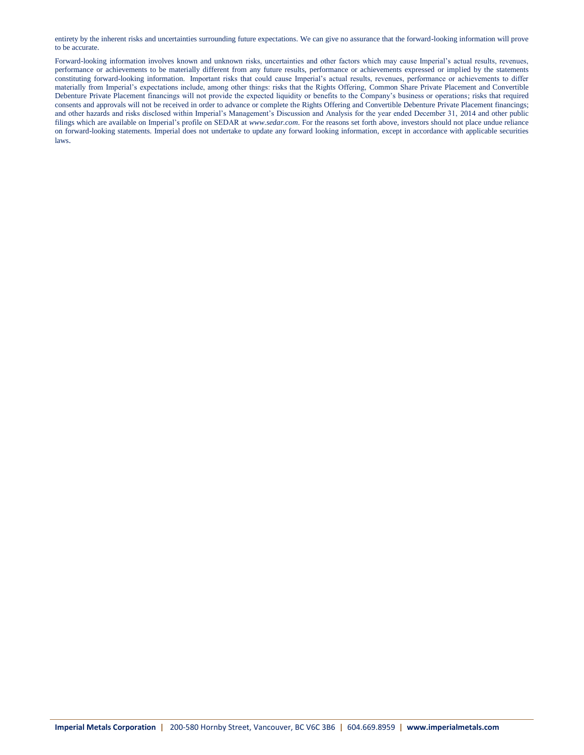entirety by the inherent risks and uncertainties surrounding future expectations. We can give no assurance that the forward-looking information will prove to be accurate.

Forward-looking information involves known and unknown risks, uncertainties and other factors which may cause Imperial's actual results, revenues, performance or achievements to be materially different from any future results, performance or achievements expressed or implied by the statements constituting forward-looking information. Important risks that could cause Imperial's actual results, revenues, performance or achievements to differ materially from Imperial's expectations include, among other things: risks that the Rights Offering, Common Share Private Placement and Convertible Debenture Private Placement financings will not provide the expected liquidity or benefits to the Company's business or operations; risks that required consents and approvals will not be received in order to advance or complete the Rights Offering and Convertible Debenture Private Placement financings; and other hazards and risks disclosed within Imperial's Management's Discussion and Analysis for the year ended December 31, 2014 and other public filings which are available on Imperial's profile on SEDAR at *www.sedar.com*. For the reasons set forth above, investors should not place undue reliance on forward-looking statements. Imperial does not undertake to update any forward looking information, except in accordance with applicable securities laws.